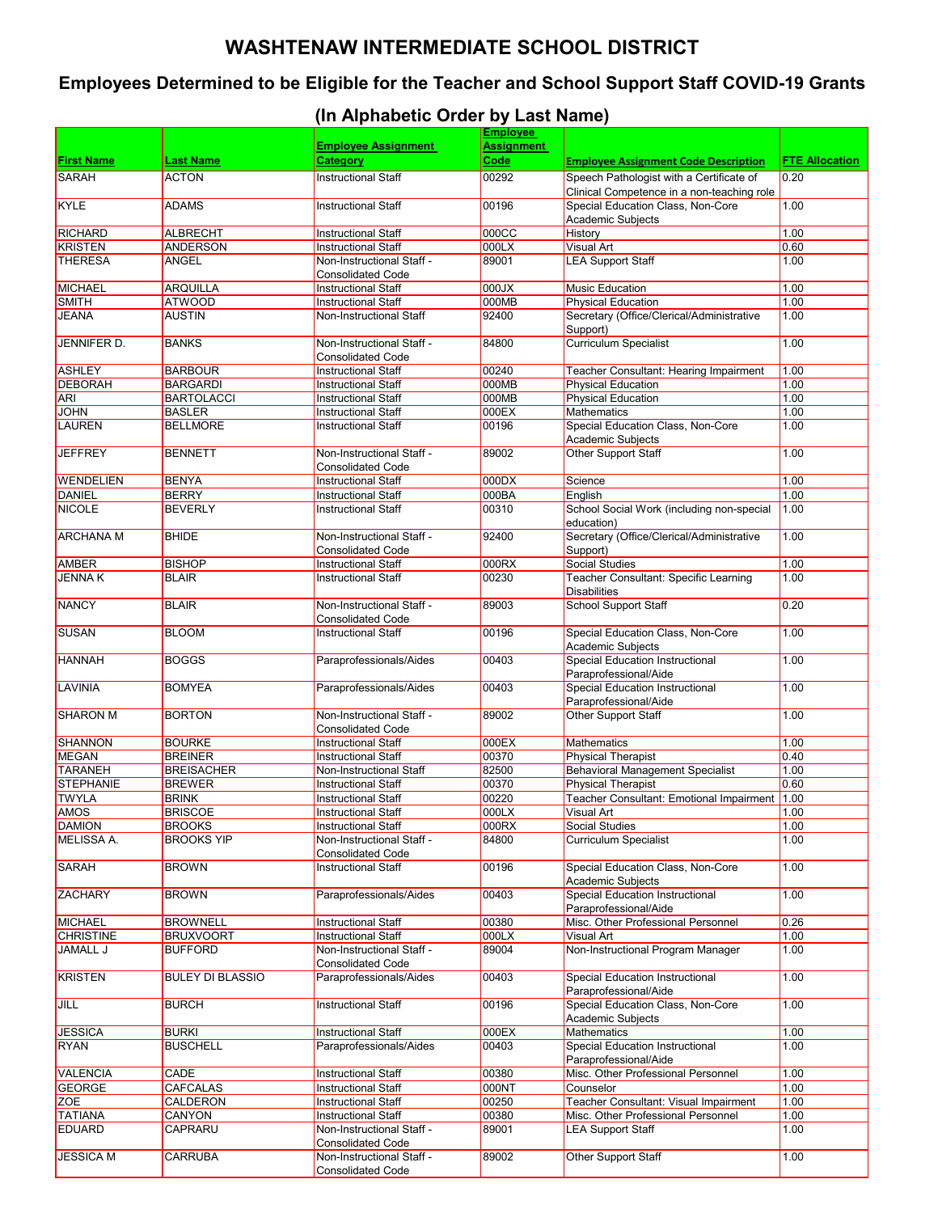# WASHTENAW INTERMEDIATE SCHOOL DISTRICT

## Employees Determined to be Eligible for the Teacher and School Support Staff COVID-19 Grants

## (In Alphabetic Order by Last Name)

| First Name | Last Name | Employee Assignment Category | Employee Assignment Code | Employee Assignment Code Description | FTE Allocation |
|---|---|---|---|---|---|
| SARAH | ACTON | Instructional Staff | 00292 | Speech Pathologist with a Certificate of Clinical Competence in a non-teaching role | 0.20 |
| KYLE | ADAMS | Instructional Staff | 00196 | Special Education Class, Non-Core Academic Subjects | 1.00 |
| RICHARD | ALBRECHT | Instructional Staff | 000CC | History | 1.00 |
| KRISTEN | ANDERSON | Instructional Staff | 000LX | Visual Art | 0.60 |
| THERESA | ANGEL | Non-Instructional Staff - Consolidated Code | 89001 | LEA Support Staff | 1.00 |
| MICHAEL | ARQUILLA | Instructional Staff | 000JX | Music Education | 1.00 |
| SMITH | ATWOOD | Instructional Staff | 000MB | Physical Education | 1.00 |
| JEANA | AUSTIN | Non-Instructional Staff | 92400 | Secretary (Office/Clerical/Administrative Support) | 1.00 |
| JENNIFER D. | BANKS | Non-Instructional Staff - Consolidated Code | 84800 | Curriculum Specialist | 1.00 |
| ASHLEY | BARBOUR | Instructional Staff | 00240 | Teacher Consultant: Hearing Impairment | 1.00 |
| DEBORAH | BARGARDI | Instructional Staff | 000MB | Physical Education | 1.00 |
| ARI | BARTOLACCI | Instructional Staff | 000MB | Physical Education | 1.00 |
| JOHN | BASLER | Instructional Staff | 000EX | Mathematics | 1.00 |
| LAUREN | BELLMORE | Instructional Staff | 00196 | Special Education Class, Non-Core Academic Subjects | 1.00 |
| JEFFREY | BENNETT | Non-Instructional Staff - Consolidated Code | 89002 | Other Support Staff | 1.00 |
| WENDELIEN | BENYA | Instructional Staff | 000DX | Science | 1.00 |
| DANIEL | BERRY | Instructional Staff | 000BA | English | 1.00 |
| NICOLE | BEVERLY | Instructional Staff | 00310 | School Social Work (including non-special education) | 1.00 |
| ARCHANA M | BHIDE | Non-Instructional Staff - Consolidated Code | 92400 | Secretary (Office/Clerical/Administrative Support) | 1.00 |
| AMBER | BISHOP | Instructional Staff | 000RX | Social Studies | 1.00 |
| JENNA K | BLAIR | Instructional Staff | 00230 | Teacher Consultant: Specific Learning Disabilities | 1.00 |
| NANCY | BLAIR | Non-Instructional Staff - Consolidated Code | 89003 | School Support Staff | 0.20 |
| SUSAN | BLOOM | Instructional Staff | 00196 | Special Education Class, Non-Core Academic Subjects | 1.00 |
| HANNAH | BOGGS | Paraprofessionals/Aides | 00403 | Special Education Instructional Paraprofessional/Aide | 1.00 |
| LAVINIA | BOMYEA | Paraprofessionals/Aides | 00403 | Special Education Instructional Paraprofessional/Aide | 1.00 |
| SHARON M | BORTON | Non-Instructional Staff - Consolidated Code | 89002 | Other Support Staff | 1.00 |
| SHANNON | BOURKE | Instructional Staff | 000EX | Mathematics | 1.00 |
| MEGAN | BREINER | Instructional Staff | 00370 | Physical Therapist | 0.40 |
| TARANEH | BREISACHER | Non-Instructional Staff | 82500 | Behavioral Management Specialist | 1.00 |
| STEPHANIE | BREWER | Instructional Staff | 00370 | Physical Therapist | 0.60 |
| TWYLA | BRINK | Instructional Staff | 00220 | Teacher Consultant: Emotional Impairment | 1.00 |
| AMOS | BRISCOE | Instructional Staff | 000LX | Visual Art | 1.00 |
| DAMION | BROOKS | Instructional Staff | 000RX | Social Studies | 1.00 |
| MELISSA A. | BROOKS YIP | Non-Instructional Staff - Consolidated Code | 84800 | Curriculum Specialist | 1.00 |
| SARAH | BROWN | Instructional Staff | 00196 | Special Education Class, Non-Core Academic Subjects | 1.00 |
| ZACHARY | BROWN | Paraprofessionals/Aides | 00403 | Special Education Instructional Paraprofessional/Aide | 1.00 |
| MICHAEL | BROWNELL | Instructional Staff | 00380 | Misc. Other Professional Personnel | 0.26 |
| CHRISTINE | BRUXVOORT | Instructional Staff | 000LX | Visual Art | 1.00 |
| JAMALL J | BUFFORD | Non-Instructional Staff - Consolidated Code | 89004 | Non-Instructional Program Manager | 1.00 |
| KRISTEN | BULEY DI BLASSIO | Paraprofessionals/Aides | 00403 | Special Education Instructional Paraprofessional/Aide | 1.00 |
| JILL | BURCH | Instructional Staff | 00196 | Special Education Class, Non-Core Academic Subjects | 1.00 |
| JESSICA | BURKI | Instructional Staff | 000EX | Mathematics | 1.00 |
| RYAN | BUSCHELL | Paraprofessionals/Aides | 00403 | Special Education Instructional Paraprofessional/Aide | 1.00 |
| VALENCIA | CADE | Instructional Staff | 00380 | Misc. Other Professional Personnel | 1.00 |
| GEORGE | CAFCALAS | Instructional Staff | 000NT | Counselor | 1.00 |
| ZOE | CALDERON | Instructional Staff | 00250 | Teacher Consultant: Visual Impairment | 1.00 |
| TATIANA | CANYON | Instructional Staff | 00380 | Misc. Other Professional Personnel | 1.00 |
| EDUARD | CAPRARU | Non-Instructional Staff - Consolidated Code | 89001 | LEA Support Staff | 1.00 |
| JESSICA M | CARRUBA | Non-Instructional Staff - Consolidated Code | 89002 | Other Support Staff | 1.00 |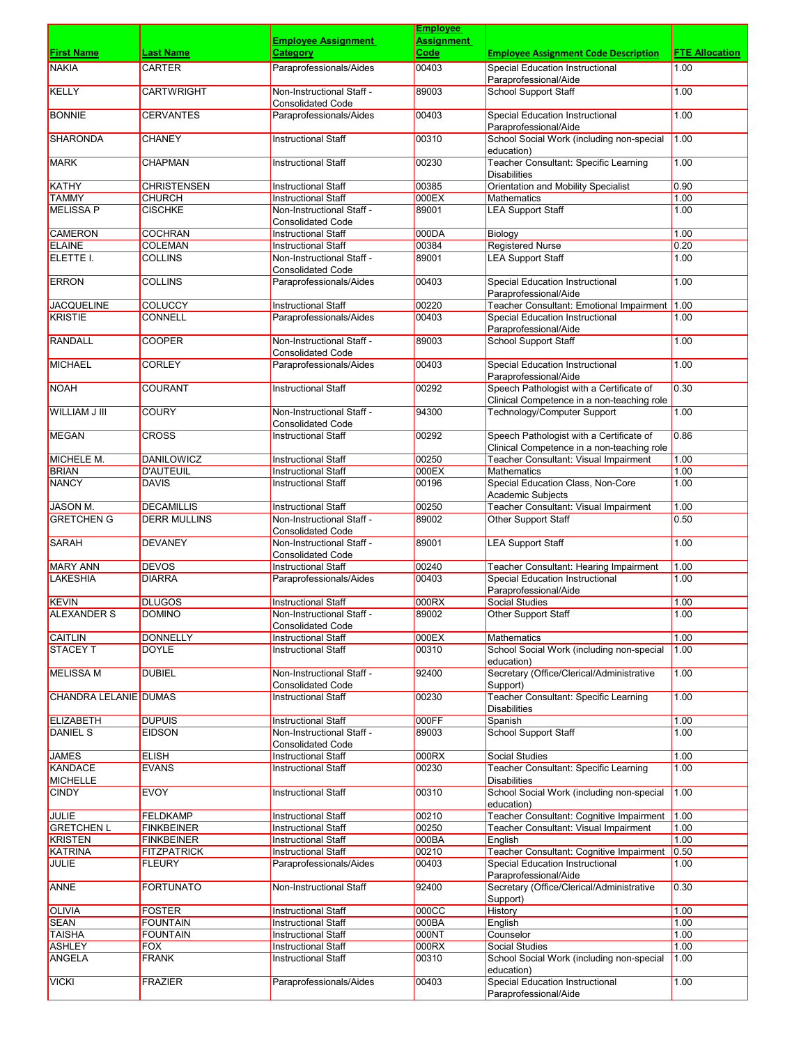| First Name | Last Name | Employee Assignment Category | Employee Assignment Code | Employee Assignment Code Description | FTE Allocation |
|---|---|---|---|---|---|
| NAKIA | CARTER | Paraprofessionals/Aides | 00403 | Special Education Instructional Paraprofessional/Aide | 1.00 |
| KELLY | CARTWRIGHT | Non-Instructional Staff - Consolidated Code | 89003 | School Support Staff | 1.00 |
| BONNIE | CERVANTES | Paraprofessionals/Aides | 00403 | Special Education Instructional Paraprofessional/Aide | 1.00 |
| SHARONDA | CHANEY | Instructional Staff | 00310 | School Social Work (including non-special education) | 1.00 |
| MARK | CHAPMAN | Instructional Staff | 00230 | Teacher Consultant: Specific Learning Disabilities | 1.00 |
| KATHY | CHRISTENSEN | Instructional Staff | 00385 | Orientation and Mobility Specialist | 0.90 |
| TAMMY | CHURCH | Instructional Staff | 000EX | Mathematics | 1.00 |
| MELISSA P | CISCHKE | Non-Instructional Staff - Consolidated Code | 89001 | LEA Support Staff | 1.00 |
| CAMERON | COCHRAN | Instructional Staff | 000DA | Biology | 1.00 |
| ELAINE | COLEMAN | Instructional Staff | 00384 | Registered Nurse | 0.20 |
| ELETTE I. | COLLINS | Non-Instructional Staff - Consolidated Code | 89001 | LEA Support Staff | 1.00 |
| ERRON | COLLINS | Paraprofessionals/Aides | 00403 | Special Education Instructional Paraprofessional/Aide | 1.00 |
| JACQUELINE | COLUCCY | Instructional Staff | 00220 | Teacher Consultant: Emotional Impairment | 1.00 |
| KRISTIE | CONNELL | Paraprofessionals/Aides | 00403 | Special Education Instructional Paraprofessional/Aide | 1.00 |
| RANDALL | COOPER | Non-Instructional Staff - Consolidated Code | 89003 | School Support Staff | 1.00 |
| MICHAEL | CORLEY | Paraprofessionals/Aides | 00403 | Special Education Instructional Paraprofessional/Aide | 1.00 |
| NOAH | COURANT | Instructional Staff | 00292 | Speech Pathologist with a Certificate of Clinical Competence in a non-teaching role | 0.30 |
| WILLIAM J III | COURY | Non-Instructional Staff - Consolidated Code | 94300 | Technology/Computer Support | 1.00 |
| MEGAN | CROSS | Instructional Staff | 00292 | Speech Pathologist with a Certificate of Clinical Competence in a non-teaching role | 0.86 |
| MICHELE M. | DANILOWICZ | Instructional Staff | 00250 | Teacher Consultant: Visual Impairment | 1.00 |
| BRIAN | D'AUTEUIL | Instructional Staff | 000EX | Mathematics | 1.00 |
| NANCY | DAVIS | Instructional Staff | 00196 | Special Education Class, Non-Core Academic Subjects | 1.00 |
| JASON M. | DECAMILLIS | Instructional Staff | 00250 | Teacher Consultant: Visual Impairment | 1.00 |
| GRETCHEN G | DERR MULLINS | Non-Instructional Staff - Consolidated Code | 89002 | Other Support Staff | 0.50 |
| SARAH | DEVANEY | Non-Instructional Staff - Consolidated Code | 89001 | LEA Support Staff | 1.00 |
| MARY ANN | DEVOS | Instructional Staff | 00240 | Teacher Consultant: Hearing Impairment | 1.00 |
| LAKESHIA | DIARRA | Paraprofessionals/Aides | 00403 | Special Education Instructional Paraprofessional/Aide | 1.00 |
| KEVIN | DLUGOS | Instructional Staff | 000RX | Social Studies | 1.00 |
| ALEXANDER S | DOMINO | Non-Instructional Staff - Consolidated Code | 89002 | Other Support Staff | 1.00 |
| CAITLIN | DONNELLY | Instructional Staff | 000EX | Mathematics | 1.00 |
| STACEY T | DOYLE | Instructional Staff | 00310 | School Social Work (including non-special education) | 1.00 |
| MELISSA M | DUBIEL | Non-Instructional Staff - Consolidated Code | 92400 | Secretary (Office/Clerical/Administrative Support) | 1.00 |
| CHANDRA LELANIE | DUMAS | Instructional Staff | 00230 | Teacher Consultant: Specific Learning Disabilities | 1.00 |
| ELIZABETH | DUPUIS | Instructional Staff | 000FF | Spanish | 1.00 |
| DANIEL S | EIDSON | Non-Instructional Staff - Consolidated Code | 89003 | School Support Staff | 1.00 |
| JAMES | ELISH | Instructional Staff | 000RX | Social Studies | 1.00 |
| KANDACE MICHELLE | EVANS | Instructional Staff | 00230 | Teacher Consultant: Specific Learning Disabilities | 1.00 |
| CINDY | EVOY | Instructional Staff | 00310 | School Social Work (including non-special education) | 1.00 |
| JULIE | FELDKAMP | Instructional Staff | 00210 | Teacher Consultant: Cognitive Impairment | 1.00 |
| GRETCHEN L | FINKBEINER | Instructional Staff | 00250 | Teacher Consultant: Visual Impairment | 1.00 |
| KRISTEN | FINKBEINER | Instructional Staff | 000BA | English | 1.00 |
| KATRINA | FITZPATRICK | Instructional Staff | 00210 | Teacher Consultant: Cognitive Impairment | 0.50 |
| JULIE | FLEURY | Paraprofessionals/Aides | 00403 | Special Education Instructional Paraprofessional/Aide | 1.00 |
| ANNE | FORTUNATO | Non-Instructional Staff | 92400 | Secretary (Office/Clerical/Administrative Support) | 0.30 |
| OLIVIA | FOSTER | Instructional Staff | 000CC | History | 1.00 |
| SEAN | FOUNTAIN | Instructional Staff | 000BA | English | 1.00 |
| TAISHA | FOUNTAIN | Instructional Staff | 000NT | Counselor | 1.00 |
| ASHLEY | FOX | Instructional Staff | 000RX | Social Studies | 1.00 |
| ANGELA | FRANK | Instructional Staff | 00310 | School Social Work (including non-special education) | 1.00 |
| VICKI | FRAZIER | Paraprofessionals/Aides | 00403 | Special Education Instructional Paraprofessional/Aide | 1.00 |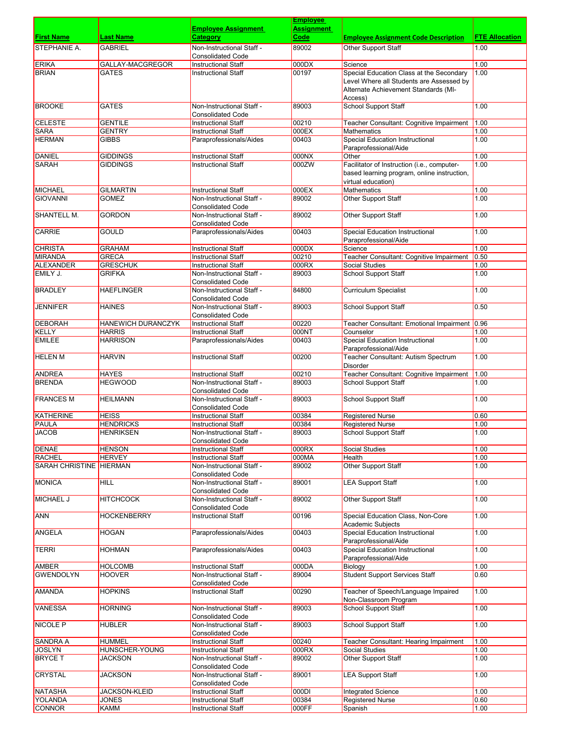| First Name | Last Name | Employee Assignment Category | Employee Assignment Code | Employee Assignment Code Description | FTE Allocation |
|---|---|---|---|---|---|
| STEPHANIE A. | GABRIEL | Non-Instructional Staff - Consolidated Code | 89002 | Other Support Staff | 1.00 |
| ERIKA | GALLAY-MACGREGOR | Instructional Staff | 000DX | Science | 1.00 |
| BRIAN | GATES | Instructional Staff | 00197 | Special Education Class at the Secondary Level Where all Students are Assessed by Alternate Achievement Standards (MI-Access) | 1.00 |
| BROOKE | GATES | Non-Instructional Staff - Consolidated Code | 89003 | School Support Staff | 1.00 |
| CELESTE | GENTILE | Instructional Staff | 00210 | Teacher Consultant: Cognitive Impairment | 1.00 |
| SARA | GENTRY | Instructional Staff | 000EX | Mathematics | 1.00 |
| HERMAN | GIBBS | Paraprofessionals/Aides | 00403 | Special Education Instructional Paraprofessional/Aide | 1.00 |
| DANIEL | GIDDINGS | Instructional Staff | 000NX | Other | 1.00 |
| SARAH | GIDDINGS | Instructional Staff | 000ZW | Facilitator of Instruction (i.e., computer-based learning program, online instruction, virtual education) | 1.00 |
| MICHAEL | GILMARTIN | Instructional Staff | 000EX | Mathematics | 1.00 |
| GIOVANNI | GOMEZ | Non-Instructional Staff - Consolidated Code | 89002 | Other Support Staff | 1.00 |
| SHANTELL M. | GORDON | Non-Instructional Staff - Consolidated Code | 89002 | Other Support Staff | 1.00 |
| CARRIE | GOULD | Paraprofessionals/Aides | 00403 | Special Education Instructional Paraprofessional/Aide | 1.00 |
| CHRISTA | GRAHAM | Instructional Staff | 000DX | Science | 1.00 |
| MIRANDA | GRECA | Instructional Staff | 00210 | Teacher Consultant: Cognitive Impairment | 0.50 |
| ALEXANDER | GRESCHUK | Instructional Staff | 000RX | Social Studies | 1.00 |
| EMILY J. | GRIFKA | Non-Instructional Staff - Consolidated Code | 89003 | School Support Staff | 1.00 |
| BRADLEY | HAEFLINGER | Non-Instructional Staff - Consolidated Code | 84800 | Curriculum Specialist | 1.00 |
| JENNIFER | HAINES | Non-Instructional Staff - Consolidated Code | 89003 | School Support Staff | 0.50 |
| DEBORAH | HANEWICH DURANCZYK | Instructional Staff | 00220 | Teacher Consultant: Emotional Impairment | 0.96 |
| KELLY | HARRIS | Instructional Staff | 000NT | Counselor | 1.00 |
| EMILEE | HARRISON | Paraprofessionals/Aides | 00403 | Special Education Instructional Paraprofessional/Aide | 1.00 |
| HELEN M | HARVIN | Instructional Staff | 00200 | Teacher Consultant: Autism Spectrum Disorder | 1.00 |
| ANDREA | HAYES | Instructional Staff | 00210 | Teacher Consultant: Cognitive Impairment | 1.00 |
| BRENDA | HEGWOOD | Non-Instructional Staff - Consolidated Code | 89003 | School Support Staff | 1.00 |
| FRANCES M | HEILMANN | Non-Instructional Staff - Consolidated Code | 89003 | School Support Staff | 1.00 |
| KATHERINE | HEISS | Instructional Staff | 00384 | Registered Nurse | 0.60 |
| PAULA | HENDRICKS | Instructional Staff | 00384 | Registered Nurse | 1.00 |
| JACOB | HENRIKSEN | Non-Instructional Staff - Consolidated Code | 89003 | School Support Staff | 1.00 |
| DENAE | HENSON | Instructional Staff | 000RX | Social Studies | 1.00 |
| RACHEL | HERVEY | Instructional Staff | 000MA | Health | 1.00 |
| SARAH CHRISTINE | HIERMAN | Non-Instructional Staff - Consolidated Code | 89002 | Other Support Staff | 1.00 |
| MONICA | HILL | Non-Instructional Staff - Consolidated Code | 89001 | LEA Support Staff | 1.00 |
| MICHAEL J | HITCHCOCK | Non-Instructional Staff - Consolidated Code | 89002 | Other Support Staff | 1.00 |
| ANN | HOCKENBERRY | Instructional Staff | 00196 | Special Education Class, Non-Core Academic Subjects | 1.00 |
| ANGELA | HOGAN | Paraprofessionals/Aides | 00403 | Special Education Instructional Paraprofessional/Aide | 1.00 |
| TERRI | HOHMAN | Paraprofessionals/Aides | 00403 | Special Education Instructional Paraprofessional/Aide | 1.00 |
| AMBER | HOLCOMB | Instructional Staff | 000DA | Biology | 1.00 |
| GWENDOLYN | HOOVER | Non-Instructional Staff - Consolidated Code | 89004 | Student Support Services Staff | 0.60 |
| AMANDA | HOPKINS | Instructional Staff | 00290 | Teacher of Speech/Language Impaired Non-Classroom Program | 1.00 |
| VANESSA | HORNING | Non-Instructional Staff - Consolidated Code | 89003 | School Support Staff | 1.00 |
| NICOLE P | HUBLER | Non-Instructional Staff - Consolidated Code | 89003 | School Support Staff | 1.00 |
| SANDRA A | HUMMEL | Instructional Staff | 00240 | Teacher Consultant: Hearing Impairment | 1.00 |
| JOSLYN | HUNSCHER-YOUNG | Instructional Staff | 000RX | Social Studies | 1.00 |
| BRYCE T | JACKSON | Non-Instructional Staff - Consolidated Code | 89002 | Other Support Staff | 1.00 |
| CRYSTAL | JACKSON | Non-Instructional Staff - Consolidated Code | 89001 | LEA Support Staff | 1.00 |
| NATASHA | JACKSON-KLEID | Instructional Staff | 000DI | Integrated Science | 1.00 |
| YOLANDA | JONES | Instructional Staff | 00384 | Registered Nurse | 0.60 |
| CONNOR | KAMM | Instructional Staff | 000FF | Spanish | 1.00 |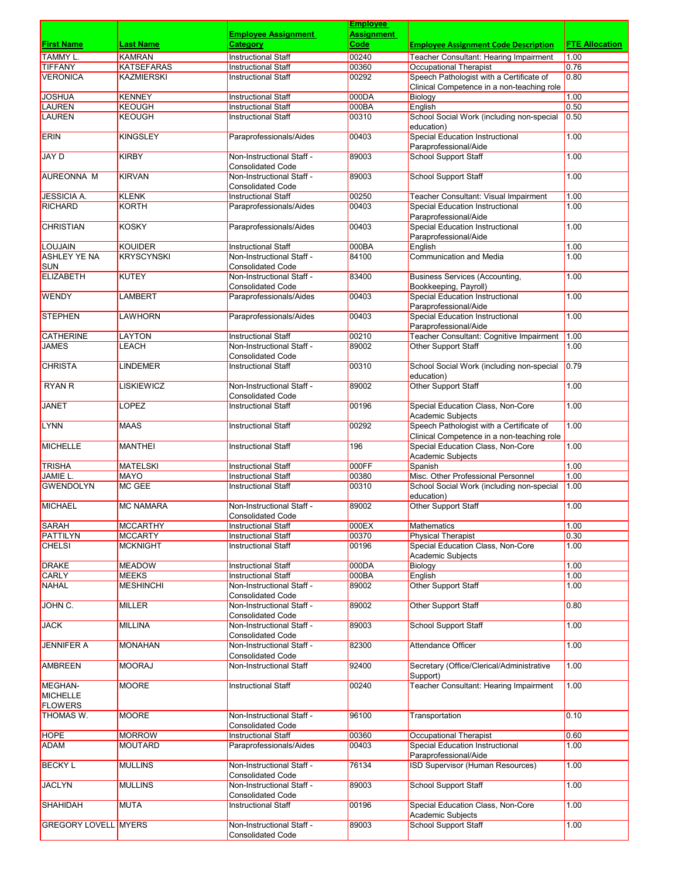| First Name | Last Name | Employee Assignment Category | Employee Assignment Code | Employee Assignment Code Description | FTE Allocation |
| --- | --- | --- | --- | --- | --- |
| TAMMY L. | KAMRAN | Instructional Staff | 00240 | Teacher Consultant: Hearing Impairment | 1.00 |
| TIFFANY | KATSEFARAS | Instructional Staff | 00360 | Occupational Therapist | 0.76 |
| VERONICA | KAZMIERSKI | Instructional Staff | 00292 | Speech Pathologist with a Certificate of Clinical Competence in a non-teaching role | 0.80 |
| JOSHUA | KENNEY | Instructional Staff | 000DA | Biology | 1.00 |
| LAUREN | KEOUGH | Instructional Staff | 000BA | English | 0.50 |
| LAUREN | KEOUGH | Instructional Staff | 00310 | School Social Work (including non-special education) | 0.50 |
| ERIN | KINGSLEY | Paraprofessionals/Aides | 00403 | Special Education Instructional Paraprofessional/Aide | 1.00 |
| JAY D | KIRBY | Non-Instructional Staff - Consolidated Code | 89003 | School Support Staff | 1.00 |
| AUREONNA M | KIRVAN | Non-Instructional Staff - Consolidated Code | 89003 | School Support Staff | 1.00 |
| JESSICIA A. | KLENK | Instructional Staff | 00250 | Teacher Consultant: Visual Impairment | 1.00 |
| RICHARD | KORTH | Paraprofessionals/Aides | 00403 | Special Education Instructional Paraprofessional/Aide | 1.00 |
| CHRISTIAN | KOSKY | Paraprofessionals/Aides | 00403 | Special Education Instructional Paraprofessional/Aide | 1.00 |
| LOUJAIN | KOUIDER | Instructional Staff | 000BA | English | 1.00 |
| ASHLEY YE NA SUN | KRYSCYNSKI | Non-Instructional Staff - Consolidated Code | 84100 | Communication and Media | 1.00 |
| ELIZABETH | KUTEY | Non-Instructional Staff - Consolidated Code | 83400 | Business Services (Accounting, Bookkeeping, Payroll) | 1.00 |
| WENDY | LAMBERT | Paraprofessionals/Aides | 00403 | Special Education Instructional Paraprofessional/Aide | 1.00 |
| STEPHEN | LAWHORN | Paraprofessionals/Aides | 00403 | Special Education Instructional Paraprofessional/Aide | 1.00 |
| CATHERINE | LAYTON | Instructional Staff | 00210 | Teacher Consultant: Cognitive Impairment | 1.00 |
| JAMES | LEACH | Non-Instructional Staff - Consolidated Code | 89002 | Other Support Staff | 1.00 |
| CHRISTA | LINDEMER | Instructional Staff | 00310 | School Social Work (including non-special education) | 0.79 |
| RYAN R | LISKIEWICZ | Non-Instructional Staff - Consolidated Code | 89002 | Other Support Staff | 1.00 |
| JANET | LOPEZ | Instructional Staff | 00196 | Special Education Class, Non-Core Academic Subjects | 1.00 |
| LYNN | MAAS | Instructional Staff | 00292 | Speech Pathologist with a Certificate of Clinical Competence in a non-teaching role | 1.00 |
| MICHELLE | MANTHEI | Instructional Staff | 196 | Special Education Class, Non-Core Academic Subjects | 1.00 |
| TRISHA | MATELSKI | Instructional Staff | 000FF | Spanish | 1.00 |
| JAMIE L. | MAYO | Instructional Staff | 00380 | Misc. Other Professional Personnel | 1.00 |
| GWENDOLYN | MC GEE | Instructional Staff | 00310 | School Social Work (including non-special education) | 1.00 |
| MICHAEL | MC NAMARA | Non-Instructional Staff - Consolidated Code | 89002 | Other Support Staff | 1.00 |
| SARAH | MCCARTHY | Instructional Staff | 000EX | Mathematics | 1.00 |
| PATTILYN | MCCARTY | Instructional Staff | 00370 | Physical Therapist | 0.30 |
| CHELSI | MCKNIGHT | Instructional Staff | 00196 | Special Education Class, Non-Core Academic Subjects | 1.00 |
| DRAKE | MEADOW | Instructional Staff | 000DA | Biology | 1.00 |
| CARLY | MEEKS | Instructional Staff | 000BA | English | 1.00 |
| NAHAL | MESHINCHI | Non-Instructional Staff - Consolidated Code | 89002 | Other Support Staff | 1.00 |
| JOHN C. | MILLER | Non-Instructional Staff - Consolidated Code | 89002 | Other Support Staff | 0.80 |
| JACK | MILLINA | Non-Instructional Staff - Consolidated Code | 89003 | School Support Staff | 1.00 |
| JENNIFER A | MONAHAN | Non-Instructional Staff - Consolidated Code | 82300 | Attendance Officer | 1.00 |
| AMBREEN | MOORAJ | Non-Instructional Staff | 92400 | Secretary (Office/Clerical/Administrative Support) | 1.00 |
| MEGHAN-MICHELLE FLOWERS | MOORE | Instructional Staff | 00240 | Teacher Consultant: Hearing Impairment | 1.00 |
| THOMAS W. | MOORE | Non-Instructional Staff - Consolidated Code | 96100 | Transportation | 0.10 |
| HOPE | MORROW | Instructional Staff | 00360 | Occupational Therapist | 0.60 |
| ADAM | MOUTARD | Paraprofessionals/Aides | 00403 | Special Education Instructional Paraprofessional/Aide | 1.00 |
| BECKY L | MULLINS | Non-Instructional Staff - Consolidated Code | 76134 | ISD Supervisor (Human Resources) | 1.00 |
| JACLYN | MULLINS | Non-Instructional Staff - Consolidated Code | 89003 | School Support Staff | 1.00 |
| SHAHIDAH | MUTA | Instructional Staff | 00196 | Special Education Class, Non-Core Academic Subjects | 1.00 |
| GREGORY LOVELL | MYERS | Non-Instructional Staff - Consolidated Code | 89003 | School Support Staff | 1.00 |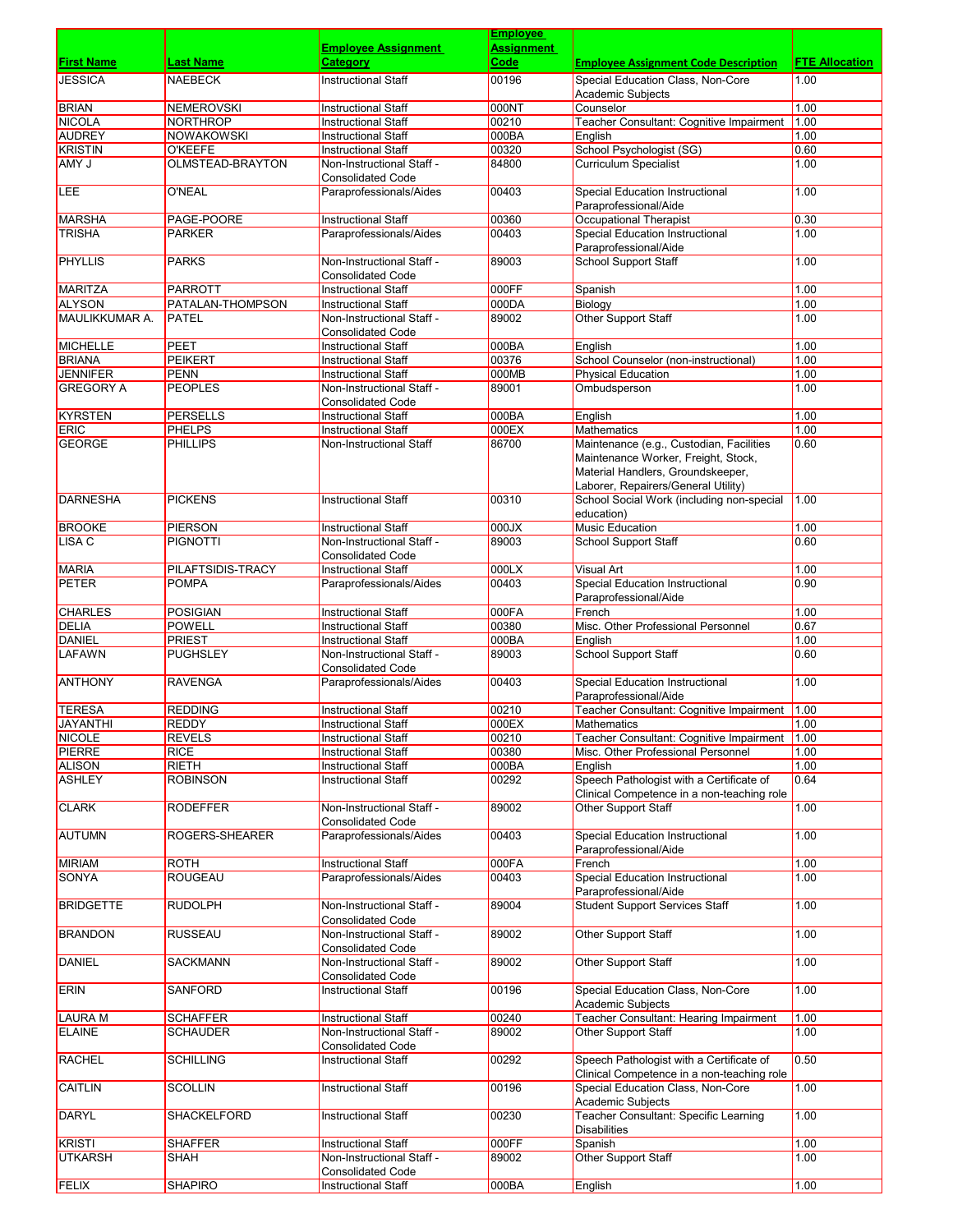| First Name | Last Name | Employee Assignment Category | Employee Assignment Code | Employee Assignment Code Description | FTE Allocation |
| --- | --- | --- | --- | --- | --- |
| JESSICA | NAEBECK | Instructional Staff | 00196 | Special Education Class, Non-Core Academic Subjects | 1.00 |
| BRIAN | NEMEROVSKI | Instructional Staff | 000NT | Counselor | 1.00 |
| NICOLA | NORTHROP | Instructional Staff | 00210 | Teacher Consultant: Cognitive Impairment | 1.00 |
| AUDREY | NOWAKOWSKI | Instructional Staff | 000BA | English | 1.00 |
| KRISTIN | O'KEEFE | Instructional Staff | 00320 | School Psychologist (SG) | 0.60 |
| AMY J | OLMSTEAD-BRAYTON | Non-Instructional Staff - Consolidated Code | 84800 | Curriculum Specialist | 1.00 |
| LEE | O'NEAL | Paraprofessionals/Aides | 00403 | Special Education Instructional Paraprofessional/Aide | 1.00 |
| MARSHA | PAGE-POORE | Instructional Staff | 00360 | Occupational Therapist | 0.30 |
| TRISHA | PARKER | Paraprofessionals/Aides | 00403 | Special Education Instructional Paraprofessional/Aide | 1.00 |
| PHYLLIS | PARKS | Non-Instructional Staff - Consolidated Code | 89003 | School Support Staff | 1.00 |
| MARITZA | PARROTT | Instructional Staff | 000FF | Spanish | 1.00 |
| ALYSON | PATALAN-THOMPSON | Instructional Staff | 000DA | Biology | 1.00 |
| MAULIKKUMAR A. | PATEL | Non-Instructional Staff - Consolidated Code | 89002 | Other Support Staff | 1.00 |
| MICHELLE | PEET | Instructional Staff | 000BA | English | 1.00 |
| BRIANA | PEIKERT | Instructional Staff | 00376 | School Counselor (non-instructional) | 1.00 |
| JENNIFER | PENN | Instructional Staff | 000MB | Physical Education | 1.00 |
| GREGORY A | PEOPLES | Non-Instructional Staff - Consolidated Code | 89001 | Ombudsperson | 1.00 |
| KYRSTEN | PERSELLS | Instructional Staff | 000BA | English | 1.00 |
| ERIC | PHELPS | Instructional Staff | 000EX | Mathematics | 1.00 |
| GEORGE | PHILLIPS | Non-Instructional Staff | 86700 | Maintenance (e.g., Custodian, Facilities Maintenance Worker, Freight, Stock, Material Handlers, Groundskeeper, Laborer, Repairers/General Utility) | 0.60 |
| DARNESHA | PICKENS | Instructional Staff | 00310 | School Social Work (including non-special education) | 1.00 |
| BROOKE | PIERSON | Instructional Staff | 000JX | Music Education | 1.00 |
| LISA C | PIGNOTTI | Non-Instructional Staff - Consolidated Code | 89003 | School Support Staff | 0.60 |
| MARIA | PILAFTSIDIS-TRACY | Instructional Staff | 000LX | Visual Art | 1.00 |
| PETER | POMPA | Paraprofessionals/Aides | 00403 | Special Education Instructional Paraprofessional/Aide | 0.90 |
| CHARLES | POSIGIAN | Instructional Staff | 000FA | French | 1.00 |
| DELIA | POWELL | Instructional Staff | 00380 | Misc. Other Professional Personnel | 0.67 |
| DANIEL | PRIEST | Instructional Staff | 000BA | English | 1.00 |
| LAFAWN | PUGHSLEY | Non-Instructional Staff - Consolidated Code | 89003 | School Support Staff | 0.60 |
| ANTHONY | RAVENGA | Paraprofessionals/Aides | 00403 | Special Education Instructional Paraprofessional/Aide | 1.00 |
| TERESA | REDDING | Instructional Staff | 00210 | Teacher Consultant: Cognitive Impairment | 1.00 |
| JAYANTHI | REDDY | Instructional Staff | 000EX | Mathematics | 1.00 |
| NICOLE | REVELS | Instructional Staff | 00210 | Teacher Consultant: Cognitive Impairment | 1.00 |
| PIERRE | RICE | Instructional Staff | 00380 | Misc. Other Professional Personnel | 1.00 |
| ALISON | RIETH | Instructional Staff | 000BA | English | 1.00 |
| ASHLEY | ROBINSON | Instructional Staff | 00292 | Speech Pathologist with a Certificate of Clinical Competence in a non-teaching role | 0.64 |
| CLARK | RODEFFER | Non-Instructional Staff - Consolidated Code | 89002 | Other Support Staff | 1.00 |
| AUTUMN | ROGERS-SHEARER | Paraprofessionals/Aides | 00403 | Special Education Instructional Paraprofessional/Aide | 1.00 |
| MIRIAM | ROTH | Instructional Staff | 000FA | French | 1.00 |
| SONYA | ROUGEAU | Paraprofessionals/Aides | 00403 | Special Education Instructional Paraprofessional/Aide | 1.00 |
| BRIDGETTE | RUDOLPH | Non-Instructional Staff - Consolidated Code | 89004 | Student Support Services Staff | 1.00 |
| BRANDON | RUSSEAU | Non-Instructional Staff - Consolidated Code | 89002 | Other Support Staff | 1.00 |
| DANIEL | SACKMANN | Non-Instructional Staff - Consolidated Code | 89002 | Other Support Staff | 1.00 |
| ERIN | SANFORD | Instructional Staff | 00196 | Special Education Class, Non-Core Academic Subjects | 1.00 |
| LAURA M | SCHAFFER | Instructional Staff | 00240 | Teacher Consultant: Hearing Impairment | 1.00 |
| ELAINE | SCHAUDER | Non-Instructional Staff - Consolidated Code | 89002 | Other Support Staff | 1.00 |
| RACHEL | SCHILLING | Instructional Staff | 00292 | Speech Pathologist with a Certificate of Clinical Competence in a non-teaching role | 0.50 |
| CAITLIN | SCOLLIN | Instructional Staff | 00196 | Special Education Class, Non-Core Academic Subjects | 1.00 |
| DARYL | SHACKELFORD | Instructional Staff | 00230 | Teacher Consultant: Specific Learning Disabilities | 1.00 |
| KRISTI | SHAFFER | Instructional Staff | 000FF | Spanish | 1.00 |
| UTKARSH | SHAH | Non-Instructional Staff - Consolidated Code | 89002 | Other Support Staff | 1.00 |
| FELIX | SHAPIRO | Instructional Staff | 000BA | English | 1.00 |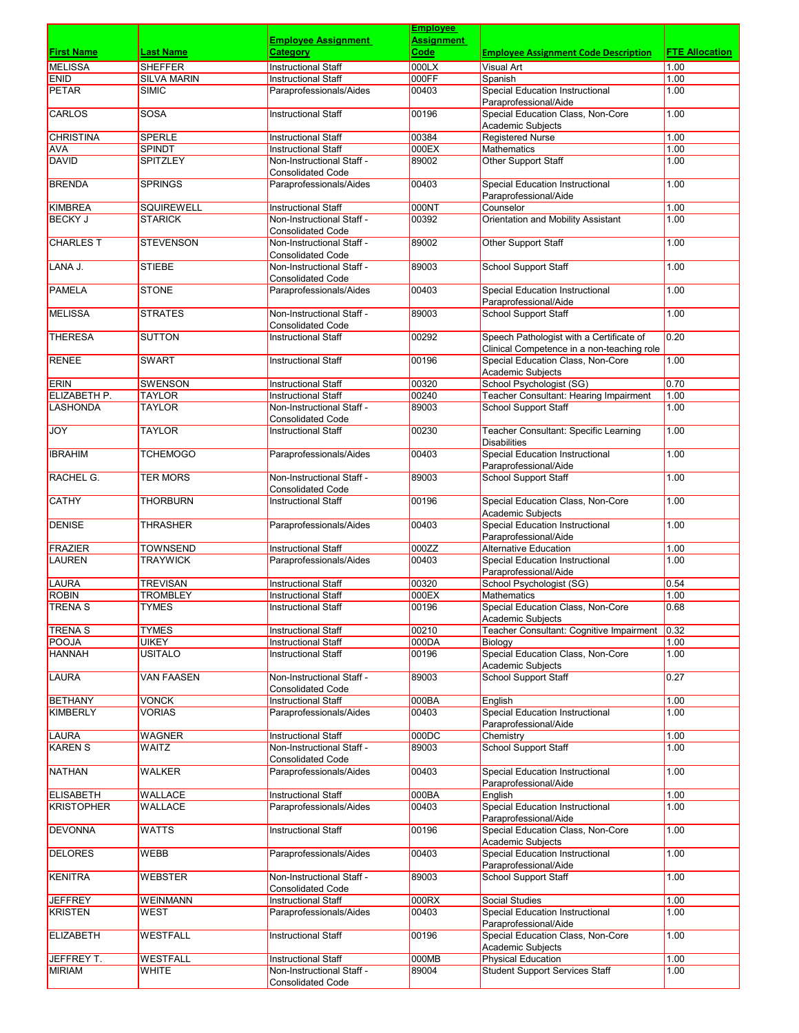| First Name | Last Name | Employee Assignment Category | Employee Assignment Code | Employee Assignment Code Description | FTE Allocation |
|---|---|---|---|---|---|
| MELISSA | SHEFFER | Instructional Staff | 000LX | Visual Art | 1.00 |
| ENID | SILVA MARIN | Instructional Staff | 000FF | Spanish | 1.00 |
| PETAR | SIMIC | Paraprofessionals/Aides | 00403 | Special Education Instructional Paraprofessional/Aide | 1.00 |
| CARLOS | SOSA | Instructional Staff | 00196 | Special Education Class, Non-Core Academic Subjects | 1.00 |
| CHRISTINA | SPERLE | Instructional Staff | 00384 | Registered Nurse | 1.00 |
| AVA | SPINDT | Instructional Staff | 000EX | Mathematics | 1.00 |
| DAVID | SPITZLEY | Non-Instructional Staff - Consolidated Code | 89002 | Other Support Staff | 1.00 |
| BRENDA | SPRINGS | Paraprofessionals/Aides | 00403 | Special Education Instructional Paraprofessional/Aide | 1.00 |
| KIMBREA | SQUIREWELL | Instructional Staff | 000NT | Counselor | 1.00 |
| BECKY J | STARICK | Non-Instructional Staff - Consolidated Code | 00392 | Orientation and Mobility Assistant | 1.00 |
| CHARLES T | STEVENSON | Non-Instructional Staff - Consolidated Code | 89002 | Other Support Staff | 1.00 |
| LANA J. | STIEBE | Non-Instructional Staff - Consolidated Code | 89003 | School Support Staff | 1.00 |
| PAMELA | STONE | Paraprofessionals/Aides | 00403 | Special Education Instructional Paraprofessional/Aide | 1.00 |
| MELISSA | STRATES | Non-Instructional Staff - Consolidated Code | 89003 | School Support Staff | 1.00 |
| THERESA | SUTTON | Instructional Staff | 00292 | Speech Pathologist with a Certificate of Clinical Competence in a non-teaching role | 0.20 |
| RENEE | SWART | Instructional Staff | 00196 | Special Education Class, Non-Core Academic Subjects | 1.00 |
| ERIN | SWENSON | Instructional Staff | 00320 | School Psychologist (SG) | 0.70 |
| ELIZABETH P. | TAYLOR | Instructional Staff | 00240 | Teacher Consultant: Hearing Impairment | 1.00 |
| LASHONDA | TAYLOR | Non-Instructional Staff - Consolidated Code | 89003 | School Support Staff | 1.00 |
| JOY | TAYLOR | Instructional Staff | 00230 | Teacher Consultant: Specific Learning Disabilities | 1.00 |
| IBRAHIM | TCHEMOGO | Paraprofessionals/Aides | 00403 | Special Education Instructional Paraprofessional/Aide | 1.00 |
| RACHEL G. | TER MORS | Non-Instructional Staff - Consolidated Code | 89003 | School Support Staff | 1.00 |
| CATHY | THORBURN | Instructional Staff | 00196 | Special Education Class, Non-Core Academic Subjects | 1.00 |
| DENISE | THRASHER | Paraprofessionals/Aides | 00403 | Special Education Instructional Paraprofessional/Aide | 1.00 |
| FRAZIER | TOWNSEND | Instructional Staff | 000ZZ | Alternative Education | 1.00 |
| LAUREN | TRAYWICK | Paraprofessionals/Aides | 00403 | Special Education Instructional Paraprofessional/Aide | 1.00 |
| LAURA | TREVISAN | Instructional Staff | 00320 | School Psychologist (SG) | 0.54 |
| ROBIN | TROMBLEY | Instructional Staff | 000EX | Mathematics | 1.00 |
| TRENA S | TYMES | Instructional Staff | 00196 | Special Education Class, Non-Core Academic Subjects | 0.68 |
| TRENA S | TYMES | Instructional Staff | 00210 | Teacher Consultant: Cognitive Impairment | 0.32 |
| POOJA | UIKEY | Instructional Staff | 000DA | Biology | 1.00 |
| HANNAH | USITALO | Instructional Staff | 00196 | Special Education Class, Non-Core Academic Subjects | 1.00 |
| LAURA | VAN FAASEN | Non-Instructional Staff - Consolidated Code | 89003 | School Support Staff | 0.27 |
| BETHANY | VONCK | Instructional Staff | 000BA | English | 1.00 |
| KIMBERLY | VORIAS | Paraprofessionals/Aides | 00403 | Special Education Instructional Paraprofessional/Aide | 1.00 |
| LAURA | WAGNER | Instructional Staff | 000DC | Chemistry | 1.00 |
| KAREN S | WAITZ | Non-Instructional Staff - Consolidated Code | 89003 | School Support Staff | 1.00 |
| NATHAN | WALKER | Paraprofessionals/Aides | 00403 | Special Education Instructional Paraprofessional/Aide | 1.00 |
| ELISABETH | WALLACE | Instructional Staff | 000BA | English | 1.00 |
| KRISTOPHER | WALLACE | Paraprofessionals/Aides | 00403 | Special Education Instructional Paraprofessional/Aide | 1.00 |
| DEVONNA | WATTS | Instructional Staff | 00196 | Special Education Class, Non-Core Academic Subjects | 1.00 |
| DELORES | WEBB | Paraprofessionals/Aides | 00403 | Special Education Instructional Paraprofessional/Aide | 1.00 |
| KENITRA | WEBSTER | Non-Instructional Staff - Consolidated Code | 89003 | School Support Staff | 1.00 |
| JEFFREY | WEINMANN | Instructional Staff | 000RX | Social Studies | 1.00 |
| KRISTEN | WEST | Paraprofessionals/Aides | 00403 | Special Education Instructional Paraprofessional/Aide | 1.00 |
| ELIZABETH | WESTFALL | Instructional Staff | 00196 | Special Education Class, Non-Core Academic Subjects | 1.00 |
| JEFFREY T. | WESTFALL | Instructional Staff | 000MB | Physical Education | 1.00 |
| MIRIAM | WHITE | Non-Instructional Staff - Consolidated Code | 89004 | Student Support Services Staff | 1.00 |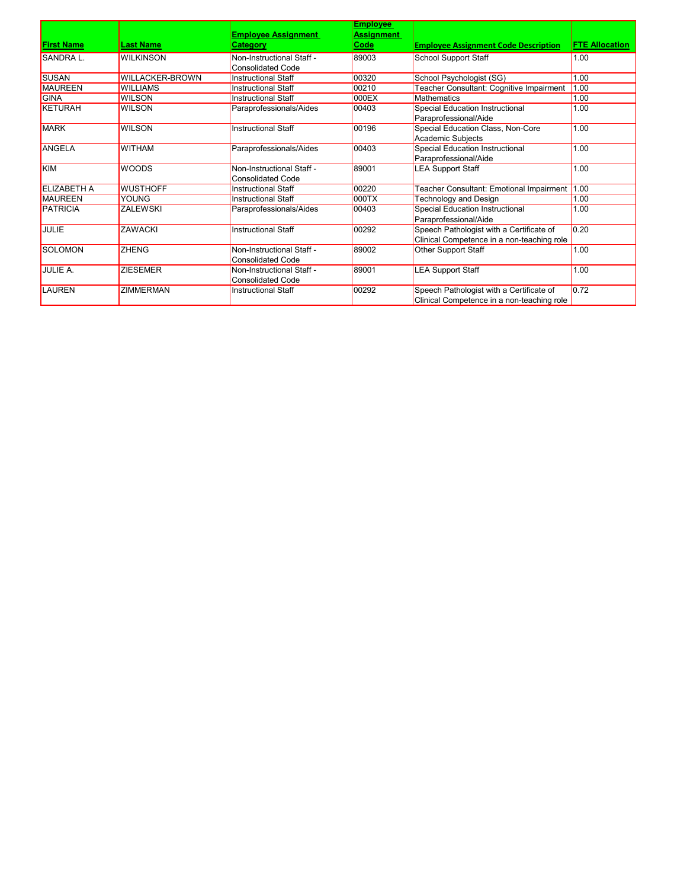| First Name | Last Name | Employee Assignment Category | Employee Assignment Code | Employee Assignment Code Description | FTE Allocation |
|---|---|---|---|---|---|
| SANDRA L. | WILKINSON | Non-Instructional Staff - Consolidated Code | 89003 | School Support Staff | 1.00 |
| SUSAN | WILLACKER-BROWN | Instructional Staff | 00320 | School Psychologist (SG) | 1.00 |
| MAUREEN | WILLIAMS | Instructional Staff | 00210 | Teacher Consultant: Cognitive Impairment | 1.00 |
| GINA | WILSON | Instructional Staff | 000EX | Mathematics | 1.00 |
| KETURAH | WILSON | Paraprofessionals/Aides | 00403 | Special Education Instructional Paraprofessional/Aide | 1.00 |
| MARK | WILSON | Instructional Staff | 00196 | Special Education Class, Non-Core Academic Subjects | 1.00 |
| ANGELA | WITHAM | Paraprofessionals/Aides | 00403 | Special Education Instructional Paraprofessional/Aide | 1.00 |
| KIM | WOODS | Non-Instructional Staff - Consolidated Code | 89001 | LEA Support Staff | 1.00 |
| ELIZABETH A | WUSTHOFF | Instructional Staff | 00220 | Teacher Consultant: Emotional Impairment | 1.00 |
| MAUREEN | YOUNG | Instructional Staff | 000TX | Technology and Design | 1.00 |
| PATRICIA | ZALEWSKI | Paraprofessionals/Aides | 00403 | Special Education Instructional Paraprofessional/Aide | 1.00 |
| JULIE | ZAWACKI | Instructional Staff | 00292 | Speech Pathologist with a Certificate of Clinical Competence in a non-teaching role | 0.20 |
| SOLOMON | ZHENG | Non-Instructional Staff - Consolidated Code | 89002 | Other Support Staff | 1.00 |
| JULIE A. | ZIESEMER | Non-Instructional Staff - Consolidated Code | 89001 | LEA Support Staff | 1.00 |
| LAUREN | ZIMMERMAN | Instructional Staff | 00292 | Speech Pathologist with a Certificate of Clinical Competence in a non-teaching role | 0.72 |